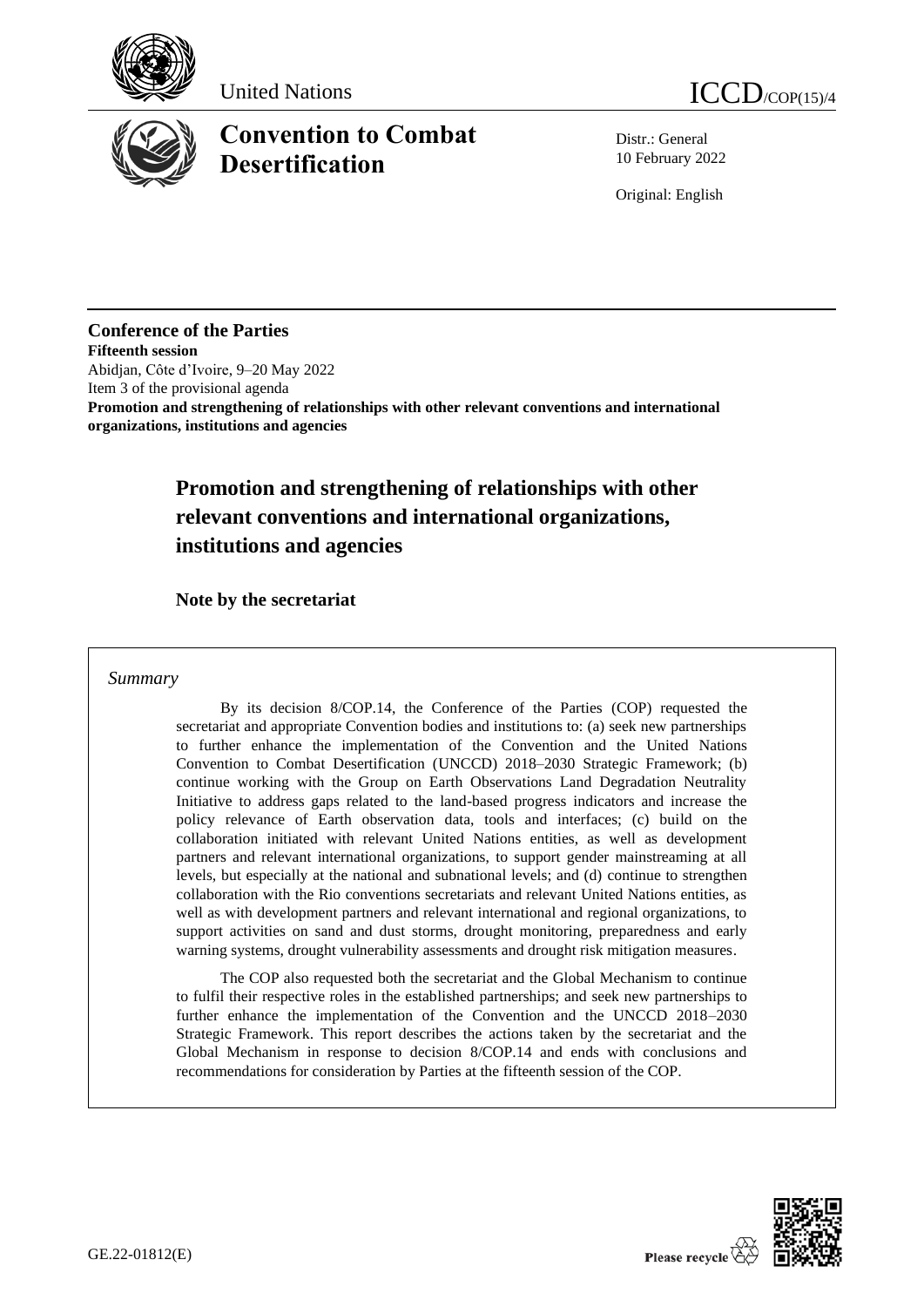United Nations

ICCD/COP(15)/4

# Convention to Combat Desertification

Distr.: General
10 February 2022

Original: English

**Conference of the Parties**
**Fifteenth session**
Abidjan, Côte d'Ivoire, 9–20 May 2022
Item 3 of the provisional agenda
**Promotion and strengthening of relationships with other relevant conventions and international organizations, institutions and agencies**

## Promotion and strengthening of relationships with other relevant conventions and international organizations, institutions and agencies

### Note by the secretariat

*Summary*

By its decision 8/COP.14, the Conference of the Parties (COP) requested the secretariat and appropriate Convention bodies and institutions to: (a) seek new partnerships to further enhance the implementation of the Convention and the United Nations Convention to Combat Desertification (UNCCD) 2018–2030 Strategic Framework; (b) continue working with the Group on Earth Observations Land Degradation Neutrality Initiative to address gaps related to the land-based progress indicators and increase the policy relevance of Earth observation data, tools and interfaces; (c) build on the collaboration initiated with relevant United Nations entities, as well as development partners and relevant international organizations, to support gender mainstreaming at all levels, but especially at the national and subnational levels; and (d) continue to strengthen collaboration with the Rio conventions secretariats and relevant United Nations entities, as well as with development partners and relevant international and regional organizations, to support activities on sand and dust storms, drought monitoring, preparedness and early warning systems, drought vulnerability assessments and drought risk mitigation measures.

The COP also requested both the secretariat and the Global Mechanism to continue to fulfil their respective roles in the established partnerships; and seek new partnerships to further enhance the implementation of the Convention and the UNCCD 2018–2030 Strategic Framework. This report describes the actions taken by the secretariat and the Global Mechanism in response to decision 8/COP.14 and ends with conclusions and recommendations for consideration by Parties at the fifteenth session of the COP.

GE.22-01812(E)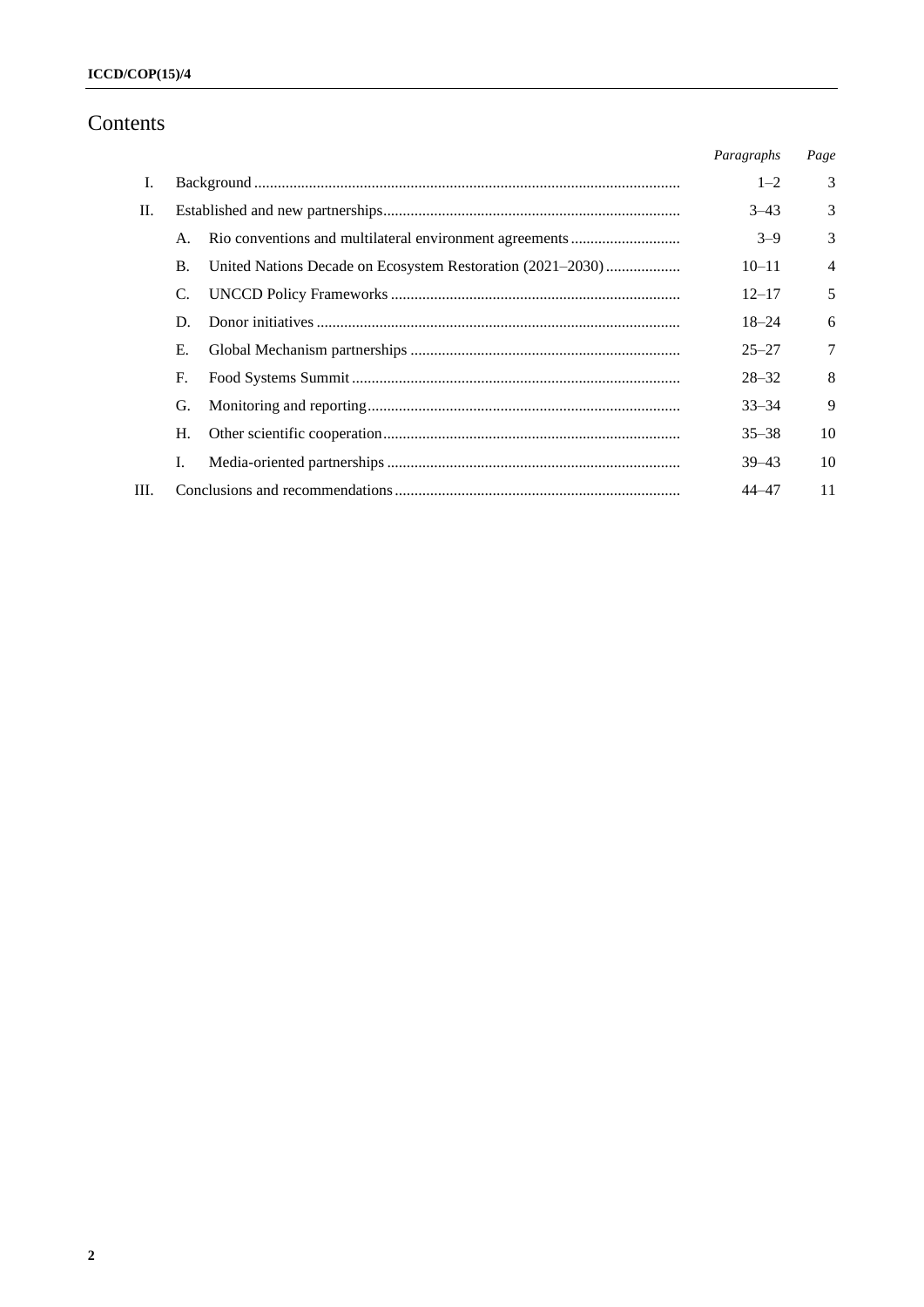# Contents

| | | | Paragraphs | Page |
|---|---|---|---|---|
| I. | | Background | 1–2 | 3 |
| II. | | Established and new partnerships | 3–43 | 3 |
| | A. | Rio conventions and multilateral environment agreements | 3–9 | 3 |
| | B. | United Nations Decade on Ecosystem Restoration (2021–2030) | 10–11 | 4 |
| | C. | UNCCD Policy Frameworks | 12–17 | 5 |
| | D. | Donor initiatives | 18–24 | 6 |
| | E. | Global Mechanism partnerships | 25–27 | 7 |
| | F. | Food Systems Summit | 28–32 | 8 |
| | G. | Monitoring and reporting | 33–34 | 9 |
| | H. | Other scientific cooperation | 35–38 | 10 |
| | I. | Media-oriented partnerships | 39–43 | 10 |
| III. | | Conclusions and recommendations | 44–47 | 11 |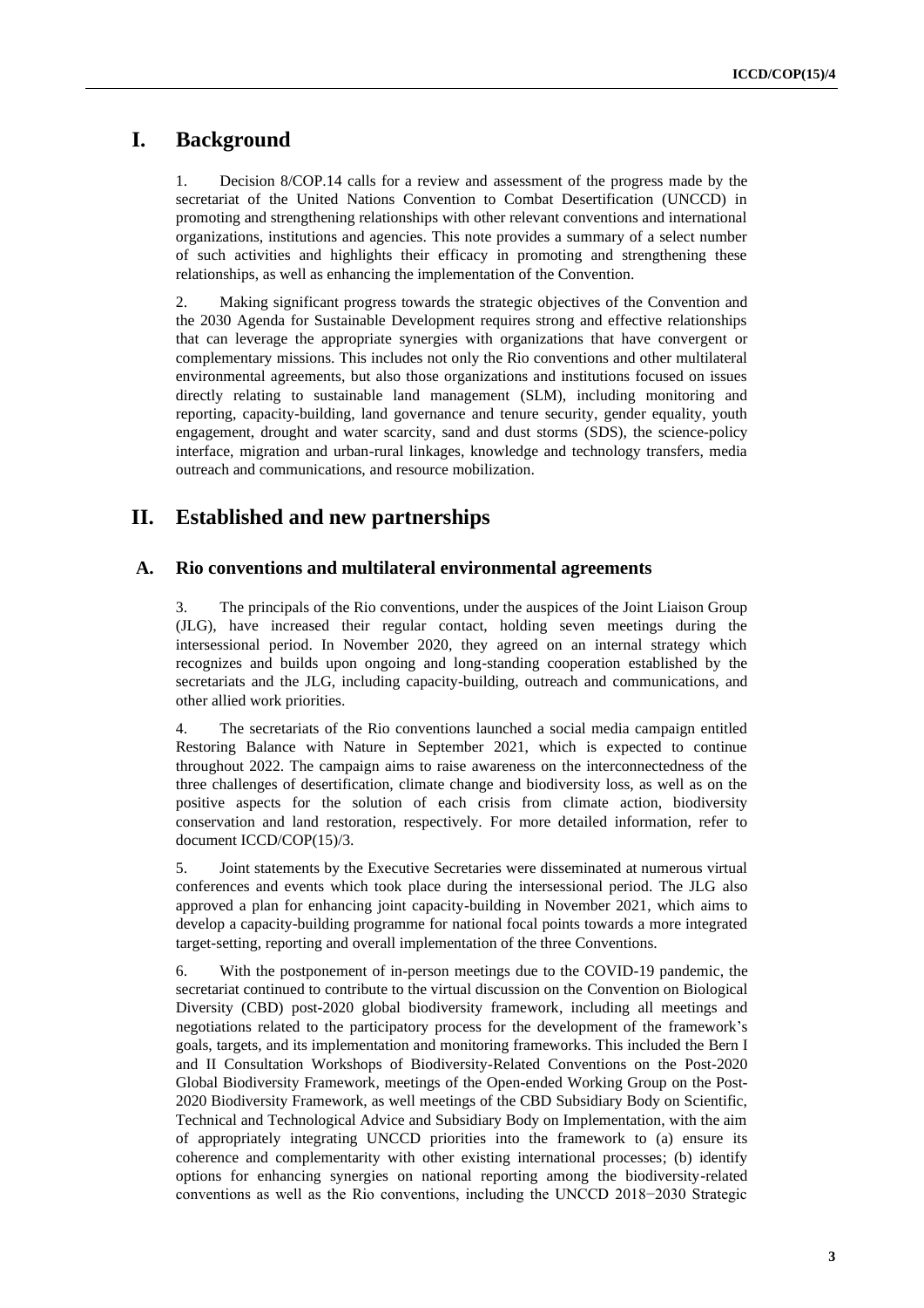# I. Background

1. Decision 8/COP.14 calls for a review and assessment of the progress made by the secretariat of the United Nations Convention to Combat Desertification (UNCCD) in promoting and strengthening relationships with other relevant conventions and international organizations, institutions and agencies. This note provides a summary of a select number of such activities and highlights their efficacy in promoting and strengthening these relationships, as well as enhancing the implementation of the Convention.

2. Making significant progress towards the strategic objectives of the Convention and the 2030 Agenda for Sustainable Development requires strong and effective relationships that can leverage the appropriate synergies with organizations that have convergent or complementary missions. This includes not only the Rio conventions and other multilateral environmental agreements, but also those organizations and institutions focused on issues directly relating to sustainable land management (SLM), including monitoring and reporting, capacity-building, land governance and tenure security, gender equality, youth engagement, drought and water scarcity, sand and dust storms (SDS), the science-policy interface, migration and urban-rural linkages, knowledge and technology transfers, media outreach and communications, and resource mobilization.

# II. Established and new partnerships

## A. Rio conventions and multilateral environmental agreements

3. The principals of the Rio conventions, under the auspices of the Joint Liaison Group (JLG), have increased their regular contact, holding seven meetings during the intersessional period. In November 2020, they agreed on an internal strategy which recognizes and builds upon ongoing and long-standing cooperation established by the secretariats and the JLG, including capacity-building, outreach and communications, and other allied work priorities.

4. The secretariats of the Rio conventions launched a social media campaign entitled Restoring Balance with Nature in September 2021, which is expected to continue throughout 2022. The campaign aims to raise awareness on the interconnectedness of the three challenges of desertification, climate change and biodiversity loss, as well as on the positive aspects for the solution of each crisis from climate action, biodiversity conservation and land restoration, respectively. For more detailed information, refer to document ICCD/COP(15)/3.

5. Joint statements by the Executive Secretaries were disseminated at numerous virtual conferences and events which took place during the intersessional period. The JLG also approved a plan for enhancing joint capacity-building in November 2021, which aims to develop a capacity-building programme for national focal points towards a more integrated target-setting, reporting and overall implementation of the three Conventions.

6. With the postponement of in-person meetings due to the COVID-19 pandemic, the secretariat continued to contribute to the virtual discussion on the Convention on Biological Diversity (CBD) post-2020 global biodiversity framework, including all meetings and negotiations related to the participatory process for the development of the framework's goals, targets, and its implementation and monitoring frameworks. This included the Bern I and II Consultation Workshops of Biodiversity-Related Conventions on the Post-2020 Global Biodiversity Framework, meetings of the Open-ended Working Group on the Post-2020 Biodiversity Framework, as well meetings of the CBD Subsidiary Body on Scientific, Technical and Technological Advice and Subsidiary Body on Implementation, with the aim of appropriately integrating UNCCD priorities into the framework to (a) ensure its coherence and complementarity with other existing international processes; (b) identify options for enhancing synergies on national reporting among the biodiversity-related conventions as well as the Rio conventions, including the UNCCD 2018−2030 Strategic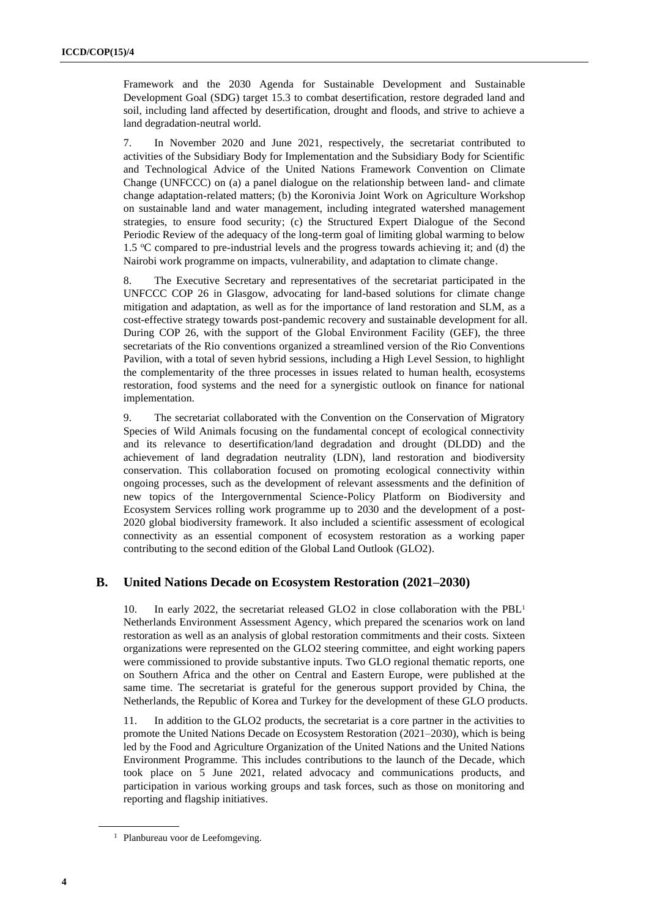Framework and the 2030 Agenda for Sustainable Development and Sustainable Development Goal (SDG) target 15.3 to combat desertification, restore degraded land and soil, including land affected by desertification, drought and floods, and strive to achieve a land degradation-neutral world.

7. In November 2020 and June 2021, respectively, the secretariat contributed to activities of the Subsidiary Body for Implementation and the Subsidiary Body for Scientific and Technological Advice of the United Nations Framework Convention on Climate Change (UNFCCC) on (a) a panel dialogue on the relationship between land- and climate change adaptation-related matters; (b) the Koronivia Joint Work on Agriculture Workshop on sustainable land and water management, including integrated watershed management strategies, to ensure food security; (c) the Structured Expert Dialogue of the Second Periodic Review of the adequacy of the long-term goal of limiting global warming to below 1.5 $^{o}$C compared to pre-industrial levels and the progress towards achieving it; and (d) the Nairobi work programme on impacts, vulnerability, and adaptation to climate change.

8. The Executive Secretary and representatives of the secretariat participated in the UNFCCC COP 26 in Glasgow, advocating for land-based solutions for climate change mitigation and adaptation, as well as for the importance of land restoration and SLM, as a cost-effective strategy towards post-pandemic recovery and sustainable development for all. During COP 26, with the support of the Global Environment Facility (GEF), the three secretariats of the Rio conventions organized a streamlined version of the Rio Conventions Pavilion, with a total of seven hybrid sessions, including a High Level Session, to highlight the complementarity of the three processes in issues related to human health, ecosystems restoration, food systems and the need for a synergistic outlook on finance for national implementation.

9. The secretariat collaborated with the Convention on the Conservation of Migratory Species of Wild Animals focusing on the fundamental concept of ecological connectivity and its relevance to desertification/land degradation and drought (DLDD) and the achievement of land degradation neutrality (LDN), land restoration and biodiversity conservation. This collaboration focused on promoting ecological connectivity within ongoing processes, such as the development of relevant assessments and the definition of new topics of the Intergovernmental Science-Policy Platform on Biodiversity and Ecosystem Services rolling work programme up to 2030 and the development of a post-2020 global biodiversity framework. It also included a scientific assessment of ecological connectivity as an essential component of ecosystem restoration as a working paper contributing to the second edition of the Global Land Outlook (GLO2).

## B. United Nations Decade on Ecosystem Restoration (2021–2030)

10. In early 2022, the secretariat released GLO2 in close collaboration with the PBL[1] Netherlands Environment Assessment Agency, which prepared the scenarios work on land restoration as well as an analysis of global restoration commitments and their costs. Sixteen organizations were represented on the GLO2 steering committee, and eight working papers were commissioned to provide substantive inputs. Two GLO regional thematic reports, one on Southern Africa and the other on Central and Eastern Europe, were published at the same time. The secretariat is grateful for the generous support provided by China, the Netherlands, the Republic of Korea and Turkey for the development of these GLO products.

11. In addition to the GLO2 products, the secretariat is a core partner in the activities to promote the United Nations Decade on Ecosystem Restoration (2021–2030), which is being led by the Food and Agriculture Organization of the United Nations and the United Nations Environment Programme. This includes contributions to the launch of the Decade, which took place on 5 June 2021, related advocacy and communications products, and participation in various working groups and task forces, such as those on monitoring and reporting and flagship initiatives.

[1] Planbureau voor de Leefomgeving.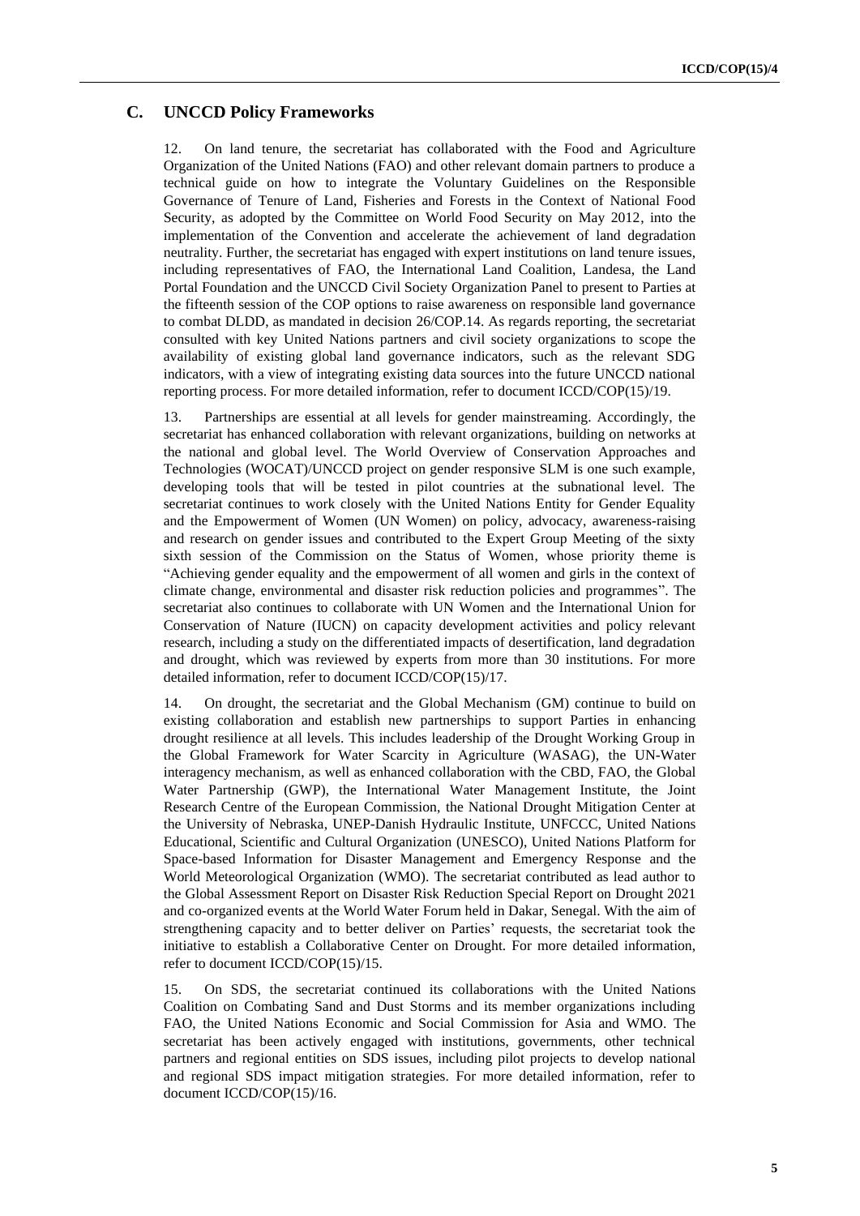## C. UNCCD Policy Frameworks

12. On land tenure, the secretariat has collaborated with the Food and Agriculture Organization of the United Nations (FAO) and other relevant domain partners to produce a technical guide on how to integrate the Voluntary Guidelines on the Responsible Governance of Tenure of Land, Fisheries and Forests in the Context of National Food Security, as adopted by the Committee on World Food Security on May 2012, into the implementation of the Convention and accelerate the achievement of land degradation neutrality. Further, the secretariat has engaged with expert institutions on land tenure issues, including representatives of FAO, the International Land Coalition, Landesa, the Land Portal Foundation and the UNCCD Civil Society Organization Panel to present to Parties at the fifteenth session of the COP options to raise awareness on responsible land governance to combat DLDD, as mandated in decision 26/COP.14. As regards reporting, the secretariat consulted with key United Nations partners and civil society organizations to scope the availability of existing global land governance indicators, such as the relevant SDG indicators, with a view of integrating existing data sources into the future UNCCD national reporting process. For more detailed information, refer to document ICCD/COP(15)/19.

13. Partnerships are essential at all levels for gender mainstreaming. Accordingly, the secretariat has enhanced collaboration with relevant organizations, building on networks at the national and global level. The World Overview of Conservation Approaches and Technologies (WOCAT)/UNCCD project on gender responsive SLM is one such example, developing tools that will be tested in pilot countries at the subnational level. The secretariat continues to work closely with the United Nations Entity for Gender Equality and the Empowerment of Women (UN Women) on policy, advocacy, awareness-raising and research on gender issues and contributed to the Expert Group Meeting of the sixty sixth session of the Commission on the Status of Women, whose priority theme is "Achieving gender equality and the empowerment of all women and girls in the context of climate change, environmental and disaster risk reduction policies and programmes". The secretariat also continues to collaborate with UN Women and the International Union for Conservation of Nature (IUCN) on capacity development activities and policy relevant research, including a study on the differentiated impacts of desertification, land degradation and drought, which was reviewed by experts from more than 30 institutions. For more detailed information, refer to document ICCD/COP(15)/17.

14. On drought, the secretariat and the Global Mechanism (GM) continue to build on existing collaboration and establish new partnerships to support Parties in enhancing drought resilience at all levels. This includes leadership of the Drought Working Group in the Global Framework for Water Scarcity in Agriculture (WASAG), the UN-Water interagency mechanism, as well as enhanced collaboration with the CBD, FAO, the Global Water Partnership (GWP), the International Water Management Institute, the Joint Research Centre of the European Commission, the National Drought Mitigation Center at the University of Nebraska, UNEP-Danish Hydraulic Institute, UNFCCC, United Nations Educational, Scientific and Cultural Organization (UNESCO), United Nations Platform for Space-based Information for Disaster Management and Emergency Response and the World Meteorological Organization (WMO). The secretariat contributed as lead author to the Global Assessment Report on Disaster Risk Reduction Special Report on Drought 2021 and co-organized events at the World Water Forum held in Dakar, Senegal. With the aim of strengthening capacity and to better deliver on Parties' requests, the secretariat took the initiative to establish a Collaborative Center on Drought. For more detailed information, refer to document ICCD/COP(15)/15.

15. On SDS, the secretariat continued its collaborations with the United Nations Coalition on Combating Sand and Dust Storms and its member organizations including FAO, the United Nations Economic and Social Commission for Asia and WMO. The secretariat has been actively engaged with institutions, governments, other technical partners and regional entities on SDS issues, including pilot projects to develop national and regional SDS impact mitigation strategies. For more detailed information, refer to document ICCD/COP(15)/16.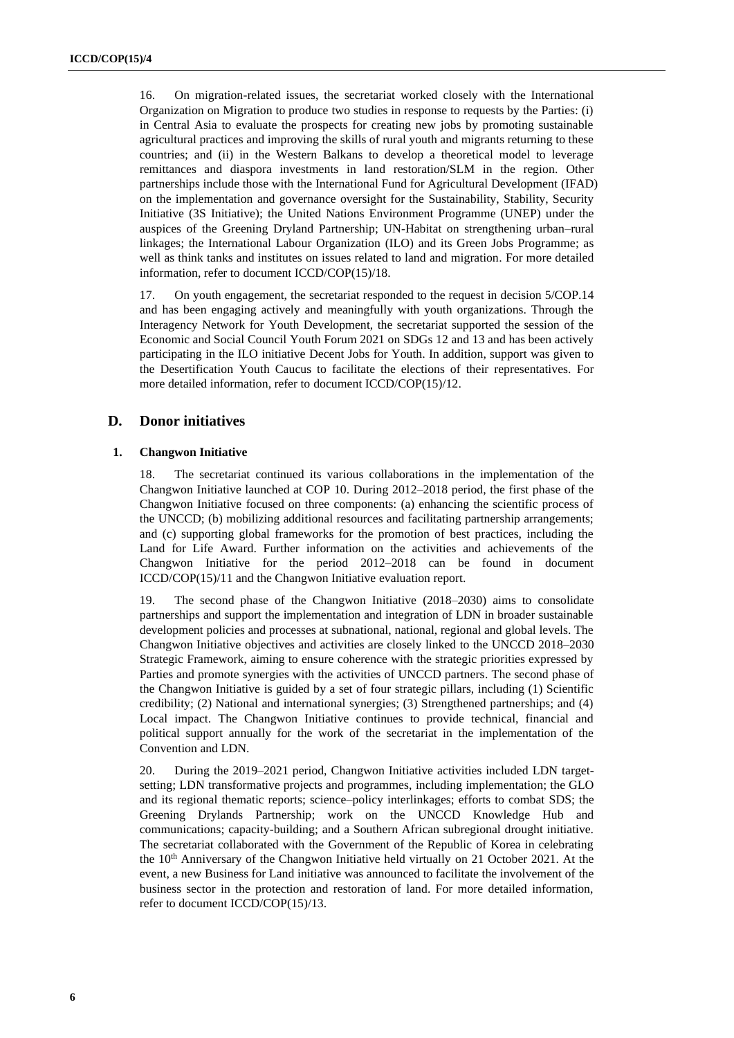16. On migration-related issues, the secretariat worked closely with the International Organization on Migration to produce two studies in response to requests by the Parties: (i) in Central Asia to evaluate the prospects for creating new jobs by promoting sustainable agricultural practices and improving the skills of rural youth and migrants returning to these countries; and (ii) in the Western Balkans to develop a theoretical model to leverage remittances and diaspora investments in land restoration/SLM in the region. Other partnerships include those with the International Fund for Agricultural Development (IFAD) on the implementation and governance oversight for the Sustainability, Stability, Security Initiative (3S Initiative); the United Nations Environment Programme (UNEP) under the auspices of the Greening Dryland Partnership; UN-Habitat on strengthening urban–rural linkages; the International Labour Organization (ILO) and its Green Jobs Programme; as well as think tanks and institutes on issues related to land and migration. For more detailed information, refer to document ICCD/COP(15)/18.

17. On youth engagement, the secretariat responded to the request in decision 5/COP.14 and has been engaging actively and meaningfully with youth organizations. Through the Interagency Network for Youth Development, the secretariat supported the session of the Economic and Social Council Youth Forum 2021 on SDGs 12 and 13 and has been actively participating in the ILO initiative Decent Jobs for Youth. In addition, support was given to the Desertification Youth Caucus to facilitate the elections of their representatives. For more detailed information, refer to document ICCD/COP(15)/12.

## D. Donor initiatives

### 1. Changwon Initiative

18. The secretariat continued its various collaborations in the implementation of the Changwon Initiative launched at COP 10. During 2012–2018 period, the first phase of the Changwon Initiative focused on three components: (a) enhancing the scientific process of the UNCCD; (b) mobilizing additional resources and facilitating partnership arrangements; and (c) supporting global frameworks for the promotion of best practices, including the Land for Life Award. Further information on the activities and achievements of the Changwon Initiative for the period 2012–2018 can be found in document ICCD/COP(15)/11 and the Changwon Initiative evaluation report.

19. The second phase of the Changwon Initiative (2018–2030) aims to consolidate partnerships and support the implementation and integration of LDN in broader sustainable development policies and processes at subnational, national, regional and global levels. The Changwon Initiative objectives and activities are closely linked to the UNCCD 2018–2030 Strategic Framework, aiming to ensure coherence with the strategic priorities expressed by Parties and promote synergies with the activities of UNCCD partners. The second phase of the Changwon Initiative is guided by a set of four strategic pillars, including (1) Scientific credibility; (2) National and international synergies; (3) Strengthened partnerships; and (4) Local impact. The Changwon Initiative continues to provide technical, financial and political support annually for the work of the secretariat in the implementation of the Convention and LDN.

20. During the 2019–2021 period, Changwon Initiative activities included LDN target-setting; LDN transformative projects and programmes, including implementation; the GLO and its regional thematic reports; science–policy interlinkages; efforts to combat SDS; the Greening Drylands Partnership; work on the UNCCD Knowledge Hub and communications; capacity-building; and a Southern African subregional drought initiative. The secretariat collaborated with the Government of the Republic of Korea in celebrating the 10th Anniversary of the Changwon Initiative held virtually on 21 October 2021. At the event, a new Business for Land initiative was announced to facilitate the involvement of the business sector in the protection and restoration of land. For more detailed information, refer to document ICCD/COP(15)/13.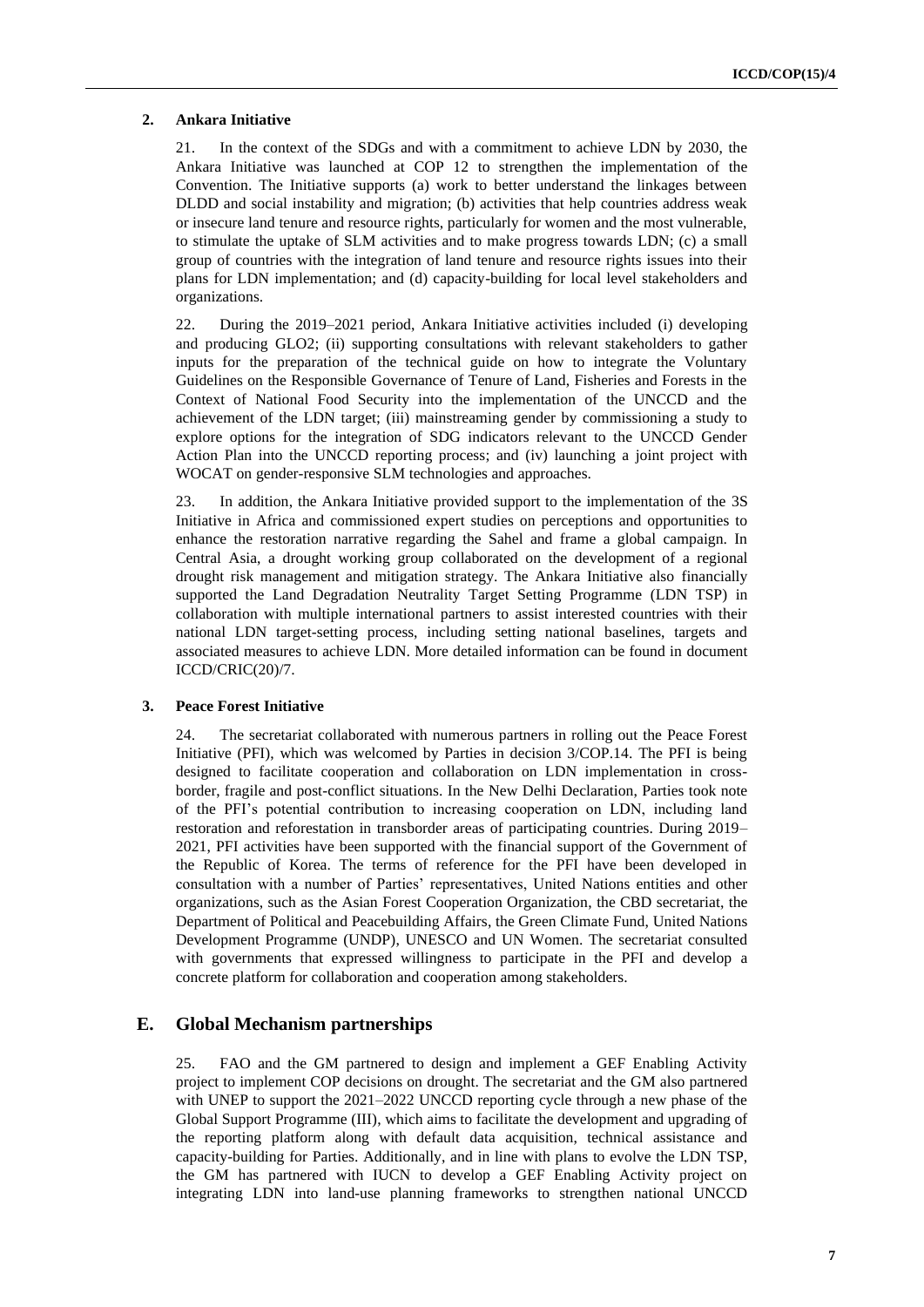### 2. Ankara Initiative

21. In the context of the SDGs and with a commitment to achieve LDN by 2030, the Ankara Initiative was launched at COP 12 to strengthen the implementation of the Convention. The Initiative supports (a) work to better understand the linkages between DLDD and social instability and migration; (b) activities that help countries address weak or insecure land tenure and resource rights, particularly for women and the most vulnerable, to stimulate the uptake of SLM activities and to make progress towards LDN; (c) a small group of countries with the integration of land tenure and resource rights issues into their plans for LDN implementation; and (d) capacity-building for local level stakeholders and organizations.

22. During the 2019–2021 period, Ankara Initiative activities included (i) developing and producing GLO2; (ii) supporting consultations with relevant stakeholders to gather inputs for the preparation of the technical guide on how to integrate the Voluntary Guidelines on the Responsible Governance of Tenure of Land, Fisheries and Forests in the Context of National Food Security into the implementation of the UNCCD and the achievement of the LDN target; (iii) mainstreaming gender by commissioning a study to explore options for the integration of SDG indicators relevant to the UNCCD Gender Action Plan into the UNCCD reporting process; and (iv) launching a joint project with WOCAT on gender-responsive SLM technologies and approaches.

23. In addition, the Ankara Initiative provided support to the implementation of the 3S Initiative in Africa and commissioned expert studies on perceptions and opportunities to enhance the restoration narrative regarding the Sahel and frame a global campaign. In Central Asia, a drought working group collaborated on the development of a regional drought risk management and mitigation strategy. The Ankara Initiative also financially supported the Land Degradation Neutrality Target Setting Programme (LDN TSP) in collaboration with multiple international partners to assist interested countries with their national LDN target-setting process, including setting national baselines, targets and associated measures to achieve LDN. More detailed information can be found in document ICCD/CRIC(20)/7.

### 3. Peace Forest Initiative

24. The secretariat collaborated with numerous partners in rolling out the Peace Forest Initiative (PFI), which was welcomed by Parties in decision 3/COP.14. The PFI is being designed to facilitate cooperation and collaboration on LDN implementation in cross-border, fragile and post-conflict situations. In the New Delhi Declaration, Parties took note of the PFI's potential contribution to increasing cooperation on LDN, including land restoration and reforestation in transborder areas of participating countries. During 2019–2021, PFI activities have been supported with the financial support of the Government of the Republic of Korea. The terms of reference for the PFI have been developed in consultation with a number of Parties' representatives, United Nations entities and other organizations, such as the Asian Forest Cooperation Organization, the CBD secretariat, the Department of Political and Peacebuilding Affairs, the Green Climate Fund, United Nations Development Programme (UNDP), UNESCO and UN Women. The secretariat consulted with governments that expressed willingness to participate in the PFI and develop a concrete platform for collaboration and cooperation among stakeholders.

## E. Global Mechanism partnerships

25. FAO and the GM partnered to design and implement a GEF Enabling Activity project to implement COP decisions on drought. The secretariat and the GM also partnered with UNEP to support the 2021–2022 UNCCD reporting cycle through a new phase of the Global Support Programme (III), which aims to facilitate the development and upgrading of the reporting platform along with default data acquisition, technical assistance and capacity-building for Parties. Additionally, and in line with plans to evolve the LDN TSP, the GM has partnered with IUCN to develop a GEF Enabling Activity project on integrating LDN into land-use planning frameworks to strengthen national UNCCD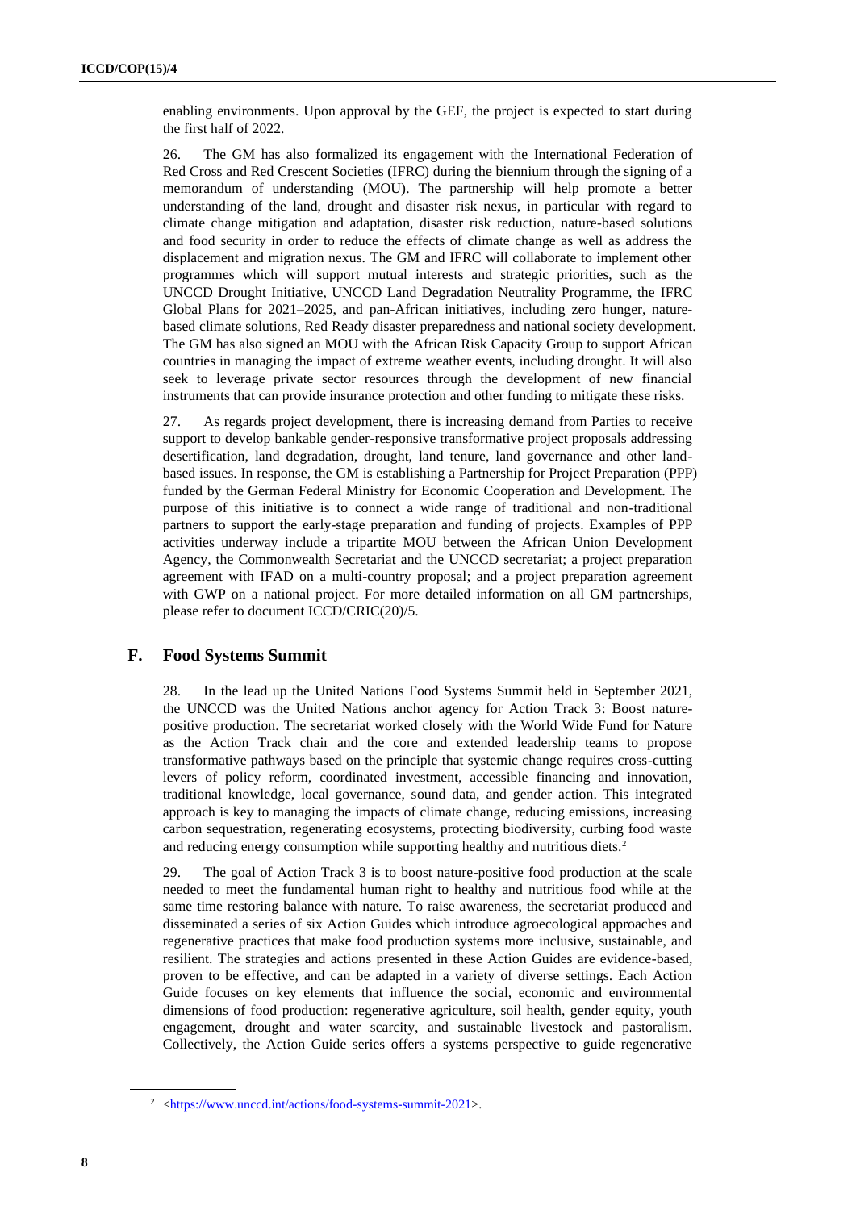enabling environments. Upon approval by the GEF, the project is expected to start during the first half of 2022.

26. The GM has also formalized its engagement with the International Federation of Red Cross and Red Crescent Societies (IFRC) during the biennium through the signing of a memorandum of understanding (MOU). The partnership will help promote a better understanding of the land, drought and disaster risk nexus, in particular with regard to climate change mitigation and adaptation, disaster risk reduction, nature-based solutions and food security in order to reduce the effects of climate change as well as address the displacement and migration nexus. The GM and IFRC will collaborate to implement other programmes which will support mutual interests and strategic priorities, such as the UNCCD Drought Initiative, UNCCD Land Degradation Neutrality Programme, the IFRC Global Plans for 2021–2025, and pan-African initiatives, including zero hunger, nature-based climate solutions, Red Ready disaster preparedness and national society development. The GM has also signed an MOU with the African Risk Capacity Group to support African countries in managing the impact of extreme weather events, including drought. It will also seek to leverage private sector resources through the development of new financial instruments that can provide insurance protection and other funding to mitigate these risks.

27. As regards project development, there is increasing demand from Parties to receive support to develop bankable gender-responsive transformative project proposals addressing desertification, land degradation, drought, land tenure, land governance and other land-based issues. In response, the GM is establishing a Partnership for Project Preparation (PPP) funded by the German Federal Ministry for Economic Cooperation and Development. The purpose of this initiative is to connect a wide range of traditional and non-traditional partners to support the early-stage preparation and funding of projects. Examples of PPP activities underway include a tripartite MOU between the African Union Development Agency, the Commonwealth Secretariat and the UNCCD secretariat; a project preparation agreement with IFAD on a multi-country proposal; and a project preparation agreement with GWP on a national project. For more detailed information on all GM partnerships, please refer to document ICCD/CRIC(20)/5.

## F. Food Systems Summit

28. In the lead up the United Nations Food Systems Summit held in September 2021, the UNCCD was the United Nations anchor agency for Action Track 3: Boost nature-positive production. The secretariat worked closely with the World Wide Fund for Nature as the Action Track chair and the core and extended leadership teams to propose transformative pathways based on the principle that systemic change requires cross-cutting levers of policy reform, coordinated investment, accessible financing and innovation, traditional knowledge, local governance, sound data, and gender action. This integrated approach is key to managing the impacts of climate change, reducing emissions, increasing carbon sequestration, regenerating ecosystems, protecting biodiversity, curbing food waste and reducing energy consumption while supporting healthy and nutritious diets.[2]

29. The goal of Action Track 3 is to boost nature-positive food production at the scale needed to meet the fundamental human right to healthy and nutritious food while at the same time restoring balance with nature. To raise awareness, the secretariat produced and disseminated a series of six Action Guides which introduce agroecological approaches and regenerative practices that make food production systems more inclusive, sustainable, and resilient. The strategies and actions presented in these Action Guides are evidence-based, proven to be effective, and can be adapted in a variety of diverse settings. Each Action Guide focuses on key elements that influence the social, economic and environmental dimensions of food production: regenerative agriculture, soil health, gender equity, youth engagement, drought and water scarcity, and sustainable livestock and pastoralism. Collectively, the Action Guide series offers a systems perspective to guide regenerative

[2] <https://www.unccd.int/actions/food-systems-summit-2021>.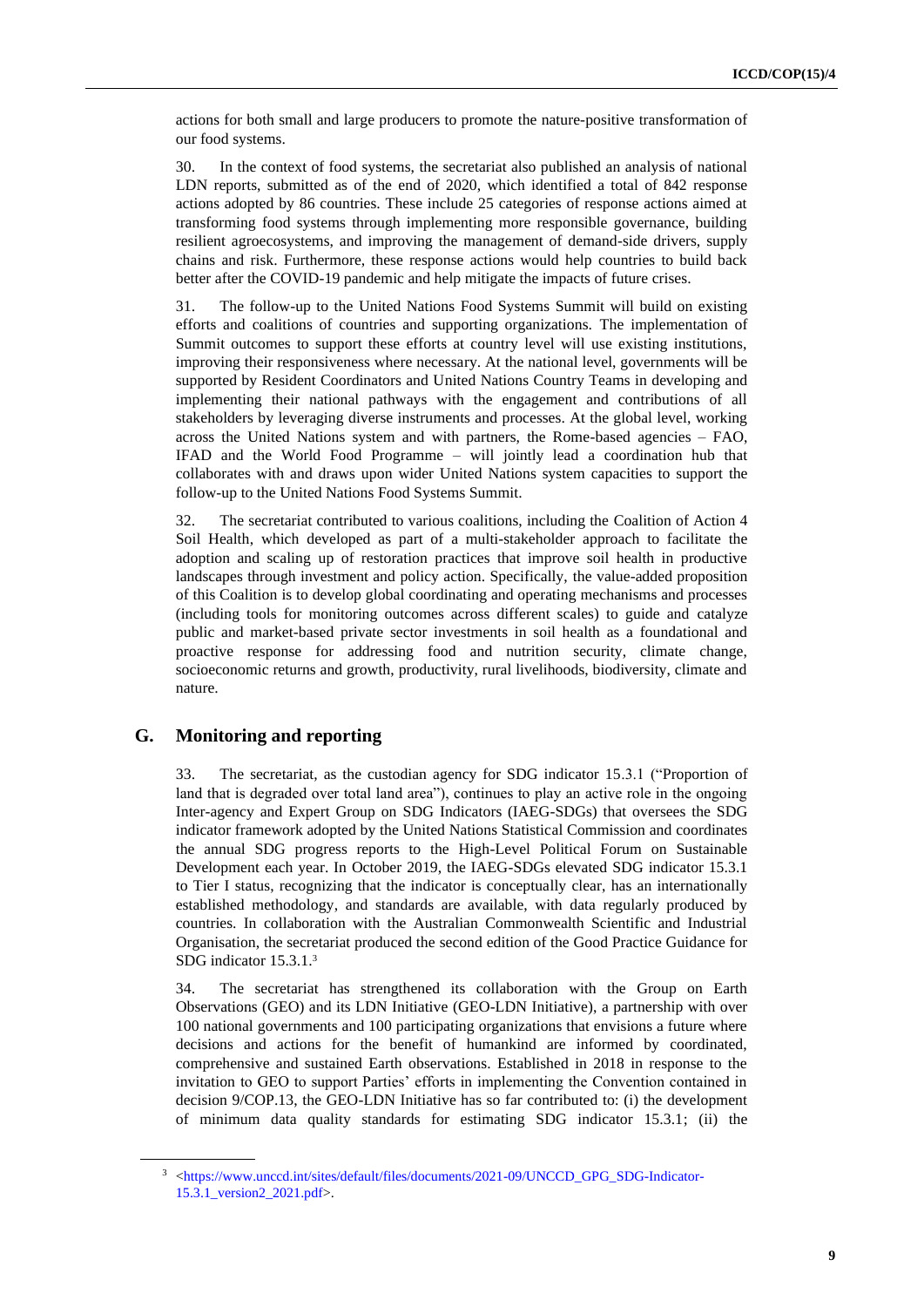actions for both small and large producers to promote the nature-positive transformation of our food systems.

30. In the context of food systems, the secretariat also published an analysis of national LDN reports, submitted as of the end of 2020, which identified a total of 842 response actions adopted by 86 countries. These include 25 categories of response actions aimed at transforming food systems through implementing more responsible governance, building resilient agroecosystems, and improving the management of demand-side drivers, supply chains and risk. Furthermore, these response actions would help countries to build back better after the COVID-19 pandemic and help mitigate the impacts of future crises.

31. The follow-up to the United Nations Food Systems Summit will build on existing efforts and coalitions of countries and supporting organizations. The implementation of Summit outcomes to support these efforts at country level will use existing institutions, improving their responsiveness where necessary. At the national level, governments will be supported by Resident Coordinators and United Nations Country Teams in developing and implementing their national pathways with the engagement and contributions of all stakeholders by leveraging diverse instruments and processes. At the global level, working across the United Nations system and with partners, the Rome-based agencies – FAO, IFAD and the World Food Programme – will jointly lead a coordination hub that collaborates with and draws upon wider United Nations system capacities to support the follow-up to the United Nations Food Systems Summit.

32. The secretariat contributed to various coalitions, including the Coalition of Action 4 Soil Health, which developed as part of a multi-stakeholder approach to facilitate the adoption and scaling up of restoration practices that improve soil health in productive landscapes through investment and policy action. Specifically, the value-added proposition of this Coalition is to develop global coordinating and operating mechanisms and processes (including tools for monitoring outcomes across different scales) to guide and catalyze public and market-based private sector investments in soil health as a foundational and proactive response for addressing food and nutrition security, climate change, socioeconomic returns and growth, productivity, rural livelihoods, biodiversity, climate and nature.

## G. Monitoring and reporting

33. The secretariat, as the custodian agency for SDG indicator 15.3.1 ("Proportion of land that is degraded over total land area"), continues to play an active role in the ongoing Inter-agency and Expert Group on SDG Indicators (IAEG-SDGs) that oversees the SDG indicator framework adopted by the United Nations Statistical Commission and coordinates the annual SDG progress reports to the High-Level Political Forum on Sustainable Development each year. In October 2019, the IAEG-SDGs elevated SDG indicator 15.3.1 to Tier I status, recognizing that the indicator is conceptually clear, has an internationally established methodology, and standards are available, with data regularly produced by countries. In collaboration with the Australian Commonwealth Scientific and Industrial Organisation, the secretariat produced the second edition of the Good Practice Guidance for SDG indicator 15.3.1.[3]

34. The secretariat has strengthened its collaboration with the Group on Earth Observations (GEO) and its LDN Initiative (GEO-LDN Initiative), a partnership with over 100 national governments and 100 participating organizations that envisions a future where decisions and actions for the benefit of humankind are informed by coordinated, comprehensive and sustained Earth observations. Established in 2018 in response to the invitation to GEO to support Parties' efforts in implementing the Convention contained in decision 9/COP.13, the GEO-LDN Initiative has so far contributed to: (i) the development of minimum data quality standards for estimating SDG indicator 15.3.1; (ii) the

[3] <https://www.unccd.int/sites/default/files/documents/2021-09/UNCCD_GPG_SDG-Indicator-15.3.1_version2_2021.pdf>.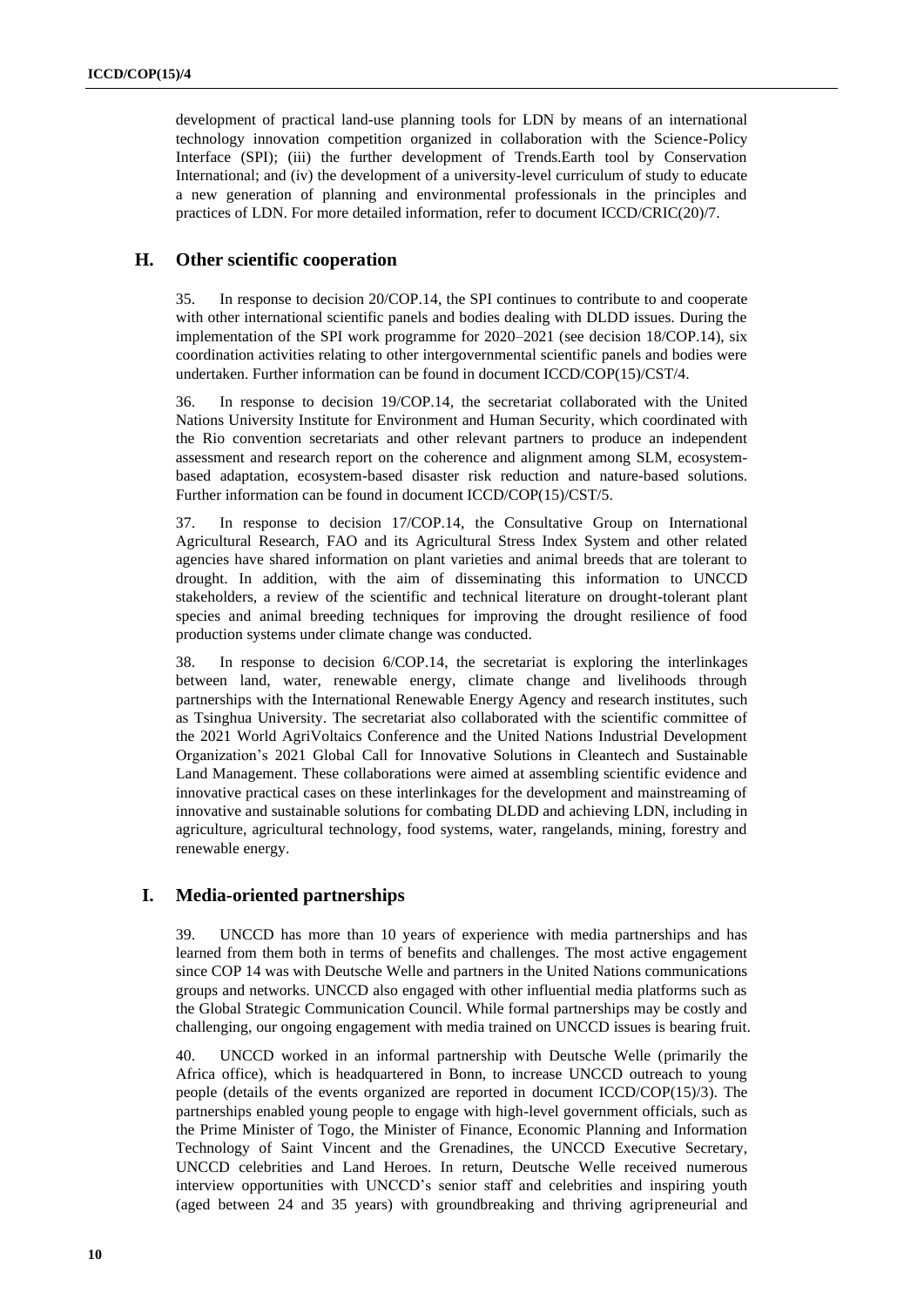development of practical land-use planning tools for LDN by means of an international technology innovation competition organized in collaboration with the Science-Policy Interface (SPI); (iii) the further development of Trends.Earth tool by Conservation International; and (iv) the development of a university-level curriculum of study to educate a new generation of planning and environmental professionals in the principles and practices of LDN. For more detailed information, refer to document ICCD/CRIC(20)/7.

## H. Other scientific cooperation

35. In response to decision 20/COP.14, the SPI continues to contribute to and cooperate with other international scientific panels and bodies dealing with DLDD issues. During the implementation of the SPI work programme for 2020–2021 (see decision 18/COP.14), six coordination activities relating to other intergovernmental scientific panels and bodies were undertaken. Further information can be found in document ICCD/COP(15)/CST/4.

36. In response to decision 19/COP.14, the secretariat collaborated with the United Nations University Institute for Environment and Human Security, which coordinated with the Rio convention secretariats and other relevant partners to produce an independent assessment and research report on the coherence and alignment among SLM, ecosystem-based adaptation, ecosystem-based disaster risk reduction and nature-based solutions. Further information can be found in document ICCD/COP(15)/CST/5.

37. In response to decision 17/COP.14, the Consultative Group on International Agricultural Research, FAO and its Agricultural Stress Index System and other related agencies have shared information on plant varieties and animal breeds that are tolerant to drought. In addition, with the aim of disseminating this information to UNCCD stakeholders, a review of the scientific and technical literature on drought-tolerant plant species and animal breeding techniques for improving the drought resilience of food production systems under climate change was conducted.

38. In response to decision 6/COP.14, the secretariat is exploring the interlinkages between land, water, renewable energy, climate change and livelihoods through partnerships with the International Renewable Energy Agency and research institutes, such as Tsinghua University. The secretariat also collaborated with the scientific committee of the 2021 World AgriVoltaics Conference and the United Nations Industrial Development Organization's 2021 Global Call for Innovative Solutions in Cleantech and Sustainable Land Management. These collaborations were aimed at assembling scientific evidence and innovative practical cases on these interlinkages for the development and mainstreaming of innovative and sustainable solutions for combating DLDD and achieving LDN, including in agriculture, agricultural technology, food systems, water, rangelands, mining, forestry and renewable energy.

## I. Media-oriented partnerships

39. UNCCD has more than 10 years of experience with media partnerships and has learned from them both in terms of benefits and challenges. The most active engagement since COP 14 was with Deutsche Welle and partners in the United Nations communications groups and networks. UNCCD also engaged with other influential media platforms such as the Global Strategic Communication Council. While formal partnerships may be costly and challenging, our ongoing engagement with media trained on UNCCD issues is bearing fruit.

40. UNCCD worked in an informal partnership with Deutsche Welle (primarily the Africa office), which is headquartered in Bonn, to increase UNCCD outreach to young people (details of the events organized are reported in document ICCD/COP(15)/3). The partnerships enabled young people to engage with high-level government officials, such as the Prime Minister of Togo, the Minister of Finance, Economic Planning and Information Technology of Saint Vincent and the Grenadines, the UNCCD Executive Secretary, UNCCD celebrities and Land Heroes. In return, Deutsche Welle received numerous interview opportunities with UNCCD's senior staff and celebrities and inspiring youth (aged between 24 and 35 years) with groundbreaking and thriving agripreneurial and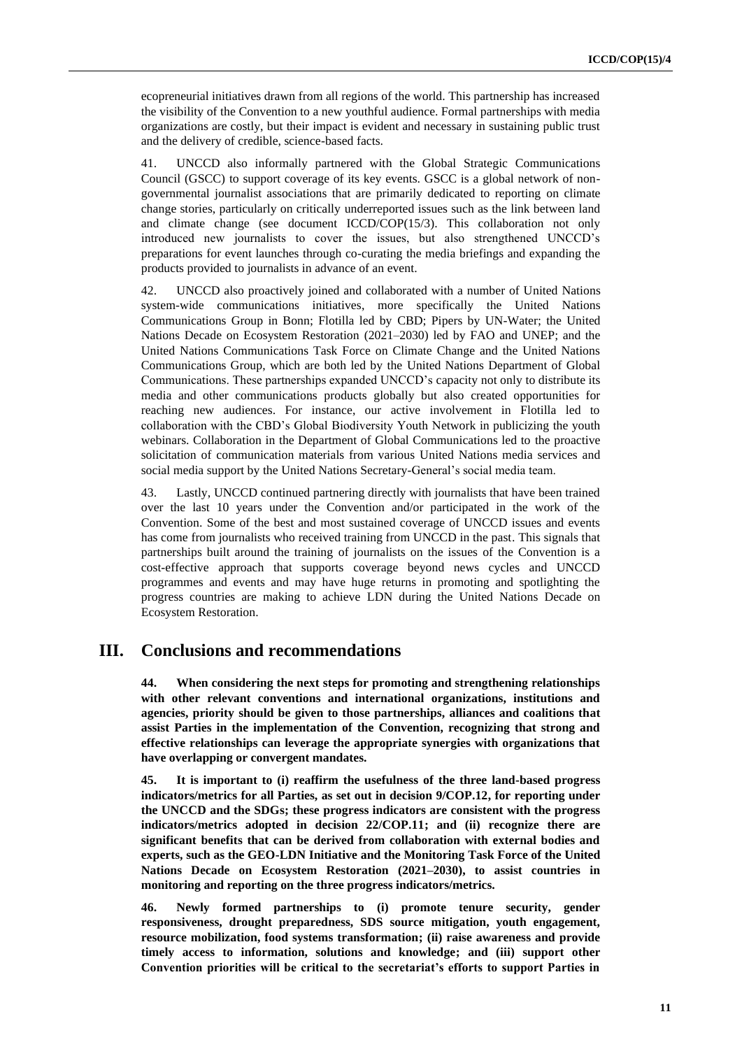ecopreneurial initiatives drawn from all regions of the world. This partnership has increased the visibility of the Convention to a new youthful audience. Formal partnerships with media organizations are costly, but their impact is evident and necessary in sustaining public trust and the delivery of credible, science-based facts.

41. UNCCD also informally partnered with the Global Strategic Communications Council (GSCC) to support coverage of its key events. GSCC is a global network of non-governmental journalist associations that are primarily dedicated to reporting on climate change stories, particularly on critically underreported issues such as the link between land and climate change (see document ICCD/COP(15/3). This collaboration not only introduced new journalists to cover the issues, but also strengthened UNCCD's preparations for event launches through co-curating the media briefings and expanding the products provided to journalists in advance of an event.

42. UNCCD also proactively joined and collaborated with a number of United Nations system-wide communications initiatives, more specifically the United Nations Communications Group in Bonn; Flotilla led by CBD; Pipers by UN-Water; the United Nations Decade on Ecosystem Restoration (2021–2030) led by FAO and UNEP; and the United Nations Communications Task Force on Climate Change and the United Nations Communications Group, which are both led by the United Nations Department of Global Communications. These partnerships expanded UNCCD's capacity not only to distribute its media and other communications products globally but also created opportunities for reaching new audiences. For instance, our active involvement in Flotilla led to collaboration with the CBD's Global Biodiversity Youth Network in publicizing the youth webinars. Collaboration in the Department of Global Communications led to the proactive solicitation of communication materials from various United Nations media services and social media support by the United Nations Secretary-General's social media team.

43. Lastly, UNCCD continued partnering directly with journalists that have been trained over the last 10 years under the Convention and/or participated in the work of the Convention. Some of the best and most sustained coverage of UNCCD issues and events has come from journalists who received training from UNCCD in the past. This signals that partnerships built around the training of journalists on the issues of the Convention is a cost-effective approach that supports coverage beyond news cycles and UNCCD programmes and events and may have huge returns in promoting and spotlighting the progress countries are making to achieve LDN during the United Nations Decade on Ecosystem Restoration.

# III. Conclusions and recommendations

**44. When considering the next steps for promoting and strengthening relationships with other relevant conventions and international organizations, institutions and agencies, priority should be given to those partnerships, alliances and coalitions that assist Parties in the implementation of the Convention, recognizing that strong and effective relationships can leverage the appropriate synergies with organizations that have overlapping or convergent mandates.**

**45. It is important to (i) reaffirm the usefulness of the three land-based progress indicators/metrics for all Parties, as set out in decision 9/COP.12, for reporting under the UNCCD and the SDGs; these progress indicators are consistent with the progress indicators/metrics adopted in decision 22/COP.11; and (ii) recognize there are significant benefits that can be derived from collaboration with external bodies and experts, such as the GEO-LDN Initiative and the Monitoring Task Force of the United Nations Decade on Ecosystem Restoration (2021–2030), to assist countries in monitoring and reporting on the three progress indicators/metrics.**

**46. Newly formed partnerships to (i) promote tenure security, gender responsiveness, drought preparedness, SDS source mitigation, youth engagement, resource mobilization, food systems transformation; (ii) raise awareness and provide timely access to information, solutions and knowledge; and (iii) support other Convention priorities will be critical to the secretariat's efforts to support Parties in**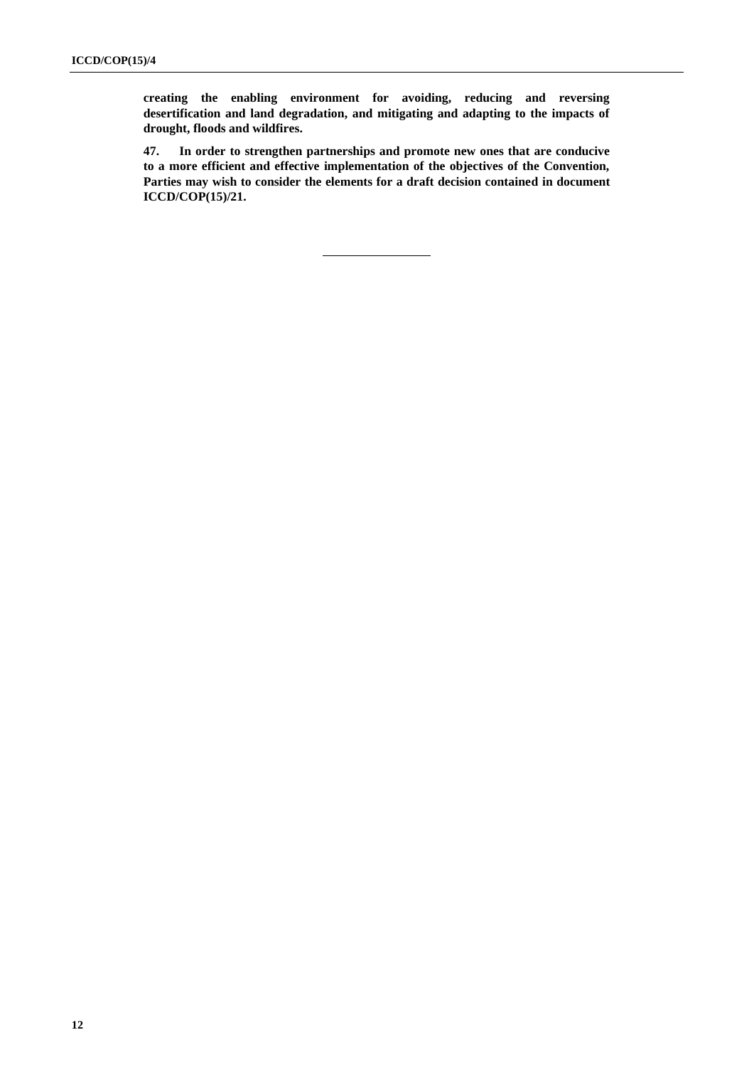**creating the enabling environment for avoiding, reducing and reversing desertification and land degradation, and mitigating and adapting to the impacts of drought, floods and wildfires.**

**47. In order to strengthen partnerships and promote new ones that are conducive to a more efficient and effective implementation of the objectives of the Convention, Parties may wish to consider the elements for a draft decision contained in document ICCD/COP(15)/21.**